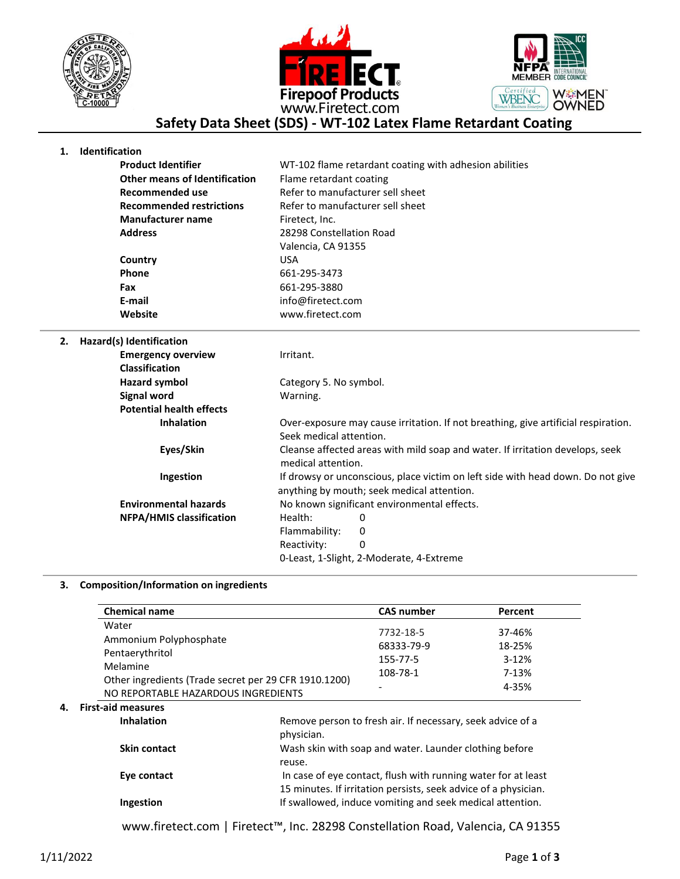FIRETECT Firepoof Products
www.Firetect.com

# Safety Data Sheet (SDS) - WT-102 Latex Flame Retardant Coating

## 1. Identification

| | |
|---|---|
| **Product Identifier** | WT-102 flame retardant coating with adhesion abilities |
| **Other means of Identification** | Flame retardant coating |
| **Recommended use** | Refer to manufacturer sell sheet |
| **Recommended restrictions** | Refer to manufacturer sell sheet |
| **Manufacturer name** | Firetect, Inc. |
| **Address** | 28298 Constellation Road<br>Valencia, CA 91355 |
| **Country** | USA |
| **Phone** | 661-295-3473 |
| **Fax** | 661-295-3880 |
| **E-mail** | info@firetect.com |
| **Website** | www.firetect.com |

## 2. Hazard(s) Identification

| | |
|---|---|
| **Emergency overview** | Irritant. |
| **Classification** | |
| **Hazard symbol** | Category 5. No symbol. |
| **Signal word** | Warning. |
| **Potential health effects** | |
| **Inhalation** | Over-exposure may cause irritation. If not breathing, give artificial respiration. Seek medical attention. |
| **Eyes/Skin** | Cleanse affected areas with mild soap and water. If irritation develops, seek medical attention. |
| **Ingestion** | If drowsy or unconscious, place victim on left side with head down. Do not give anything by mouth; seek medical attention. |
| **Environmental hazards** | No known significant environmental effects. |
| **NFPA/HMIS classification** | Health: 0<br>Flammability: 0<br>Reactivity: 0<br>0-Least, 1-Slight, 2-Moderate, 4-Extreme |

## 3. Composition/Information on ingredients

| Chemical name | CAS number | Percent |
|---|---|---|
| Water | 7732-18-5 | 37-46% |
| Ammonium Polyphosphate | 68333-79-9 | 18-25% |
| Pentaerythritol | 155-77-5 | 3-12% |
| Melamine | 108-78-1 | 7-13% |
| Other ingredients (Trade secret per 29 CFR 1910.1200) | - | 4-35% |
| NO REPORTABLE HAZARDOUS INGREDIENTS | | |

## 4. First-aid measures

| | |
|---|---|
| **Inhalation** | Remove person to fresh air. If necessary, seek advice of a physician. |
| **Skin contact** | Wash skin with soap and water. Launder clothing before reuse. |
| **Eye contact** | In case of eye contact, flush with running water for at least 15 minutes. If irritation persists, seek advice of a physician. |
| **Ingestion** | If swallowed, induce vomiting and seek medical attention. |

1/11/2022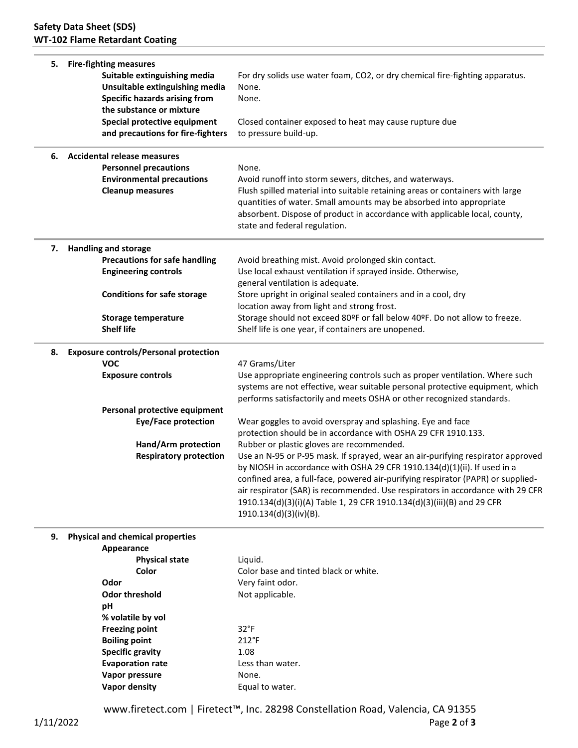## 5. Fire-fighting measures

| | |
|---|---|
| **Suitable extinguishing media** | For dry solids use water foam, $CO_2$, or dry chemical fire-fighting apparatus. |
| **Unsuitable extinguishing media** | None. |
| **Specific hazards arising from the substance or mixture** | None. |
| **Special protective equipment and precautions for fire-fighters** | Closed container exposed to heat may cause rupture due to pressure build-up. |

## 6. Accidental release measures

| | |
|---|---|
| **Personnel precautions** | None. |
| **Environmental precautions** | Avoid runoff into storm sewers, ditches, and waterways. |
| **Cleanup measures** | Flush spilled material into suitable retaining areas or containers with large quantities of water. Small amounts may be absorbed into appropriate absorbent. Dispose of product in accordance with applicable local, county, state and federal regulation. |

## 7. Handling and storage

| | |
|---|---|
| **Precautions for safe handling** | Avoid breathing mist. Avoid prolonged skin contact. |
| **Engineering controls** | Use local exhaust ventilation if sprayed inside. Otherwise, general ventilation is adequate. |
| **Conditions for safe storage** | Store upright in original sealed containers and in a cool, dry location away from light and strong frost. |
| **Storage temperature** | Storage should not exceed 80ºF or fall below 40ºF. Do not allow to freeze. |
| **Shelf life** | Shelf life is one year, if containers are unopened. |

## 8. Exposure controls/Personal protection

| | |
|---|---|
| **VOC** | 47 Grams/Liter |
| **Exposure controls** | Use appropriate engineering controls such as proper ventilation. Where such systems are not effective, wear suitable personal protective equipment, which performs satisfactorily and meets OSHA or other recognized standards. |
| **Personal protective equipment** | |
| **Eye/Face protection** | Wear goggles to avoid overspray and splashing. Eye and face protection should be in accordance with OSHA 29 CFR 1910.133. |
| **Hand/Arm protection** | Rubber or plastic gloves are recommended. |
| **Respiratory protection** | Use an N-95 or P-95 mask. If sprayed, wear an air-purifying respirator approved by NIOSH in accordance with OSHA 29 CFR 1910.134(d)(1)(ii). If used in a confined area, a full-face, powered air-purifying respirator (PAPR) or supplied-air respirator (SAR) is recommended. Use respirators in accordance with 29 CFR 1910.134(d)(3)(i)(A) Table 1, 29 CFR 1910.134(d)(3)(iii)(B) and 29 CFR 1910.134(d)(3)(iv)(B). |

## 9. Physical and chemical properties

| | |
|---|---|
| **Appearance** | |
| **Physical state** | Liquid. |
| **Color** | Color base and tinted black or white. |
| **Odor** | Very faint odor. |
| **Odor threshold** | Not applicable. |
| **pH** | |
| **% volatile by vol** | |
| **Freezing point** | 32°F |
| **Boiling point** | 212°F |
| **Specific gravity** | 1.08 |
| **Evaporation rate** | Less than water. |
| **Vapor pressure** | None. |
| **Vapor density** | Equal to water. |

www.firetect.com | Firetect™, Inc. 28298 Constellation Road, Valencia, CA 91355

1/11/2022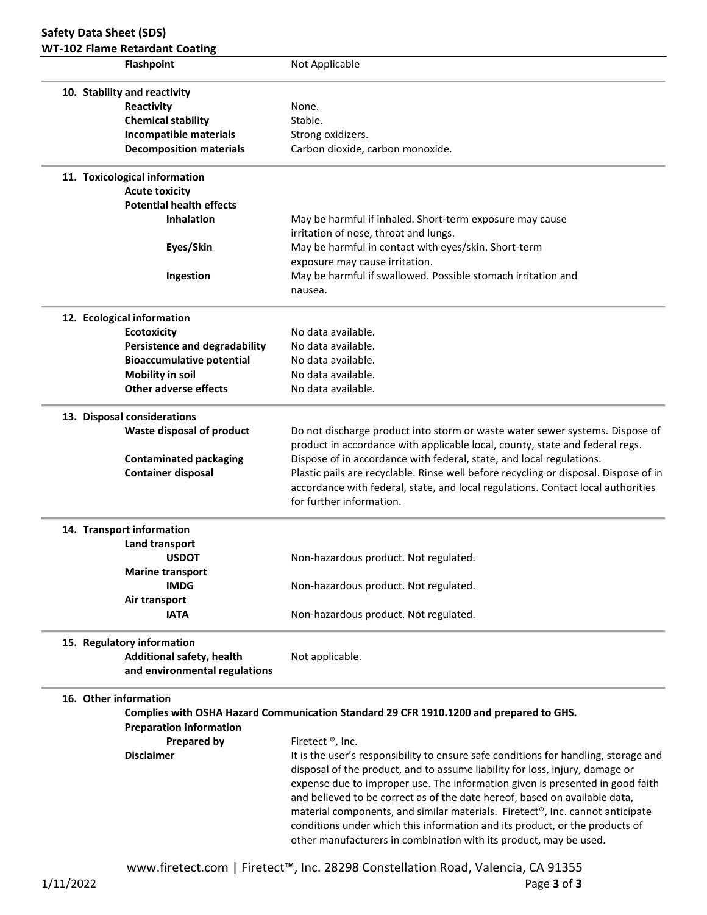| | |
|---|---|
| **Flashpoint** | Not Applicable |

## 10. Stability and reactivity

| | |
|---|---|
| **Reactivity** | None. |
| **Chemical stability** | Stable. |
| **Incompatible materials** | Strong oxidizers. |
| **Decomposition materials** | Carbon dioxide, carbon monoxide. |

## 11. Toxicological information

**Acute toxicity**

**Potential health effects**

| | |
|---|---|
| **Inhalation** | May be harmful if inhaled. Short-term exposure may cause irritation of nose, throat and lungs. |
| **Eyes/Skin** | May be harmful in contact with eyes/skin. Short-term exposure may cause irritation. |
| **Ingestion** | May be harmful if swallowed. Possible stomach irritation and nausea. |

## 12. Ecological information

| | |
|---|---|
| **Ecotoxicity** | No data available. |
| **Persistence and degradability** | No data available. |
| **Bioaccumulative potential** | No data available. |
| **Mobility in soil** | No data available. |
| **Other adverse effects** | No data available. |

## 13. Disposal considerations

| | |
|---|---|
| **Waste disposal of product** | Do not discharge product into storm or waste water sewer systems. Dispose of product in accordance with applicable local, county, state and federal regs. |
| **Contaminated packaging** | Dispose of in accordance with federal, state, and local regulations. |
| **Container disposal** | Plastic pails are recyclable. Rinse well before recycling or disposal. Dispose of in accordance with federal, state, and local regulations. Contact local authorities for further information. |

## 14. Transport information

**Land transport**

| | |
|---|---|
| **USDOT** | Non-hazardous product. Not regulated. |

**Marine transport**

| | |
|---|---|
| **IMDG** | Non-hazardous product. Not regulated. |

**Air transport**

| | |
|---|---|
| **IATA** | Non-hazardous product. Not regulated. |

## 15. Regulatory information

| | |
|---|---|
| **Additional safety, health and environmental regulations** | Not applicable. |

## 16. Other information

**Complies with OSHA Hazard Communication Standard 29 CFR 1910.1200 and prepared to GHS.**

**Preparation information**

| | |
|---|---|
| **Prepared by** | Firetect ®, Inc. |
| **Disclaimer** | It is the user's responsibility to ensure safe conditions for handling, storage and disposal of the product, and to assume liability for loss, injury, damage or expense due to improper use. The information given is presented in good faith and believed to be correct as of the date hereof, based on available data, material components, and similar materials. Firetect®, Inc. cannot anticipate conditions under which this information and its product, or the products of other manufacturers in combination with its product, may be used. |

www.firetect.com | Firetect™, Inc. 28298 Constellation Road, Valencia, CA 91355

1/11/2022